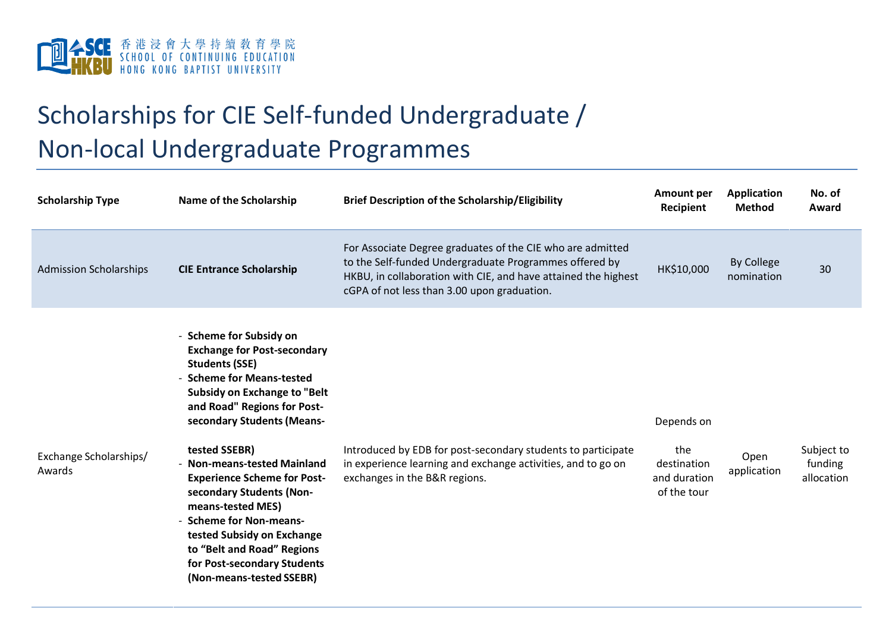香港浸會大學持續教育學院
SCHOOL OF CONTINUING EDUCATION
HONG KONG BAPTIST UNIVERSITY

# Scholarships for CIE Self-funded Undergraduate / Non-local Undergraduate Programmes

| Scholarship Type | Name of the Scholarship | Brief Description of the Scholarship/Eligibility | Amount per Recipient | Application Method | No. of Award |
|---|---|---|---|---|---|
| Admission Scholarships | **CIE Entrance Scholarship** | For Associate Degree graduates of the CIE who are admitted to the Self-funded Undergraduate Programmes offered by HKBU, in collaboration with CIE, and have attained the highest cGPA of not less than 3.00 upon graduation. | HK$10,000 | By College nomination | 30 |
| Exchange Scholarships/ Awards | - **Scheme for Subsidy on Exchange for Post-secondary Students (SSE)**<br>- **Scheme for Means-tested Subsidy on Exchange to "Belt and Road" Regions for Post-secondary Students (Means-tested SSEBR)**<br>- **Non-means-tested Mainland Experience Scheme for Post-secondary Students (Non-means-tested MES)**<br>- **Scheme for Non-means-tested Subsidy on Exchange to "Belt and Road" Regions for Post-secondary Students (Non-means-tested SSEBR)** | Introduced by EDB for post-secondary students to participate in experience learning and exchange activities, and to go on exchanges in the B&R regions. | Depends on the destination and duration of the tour | Open application | Subject to funding allocation |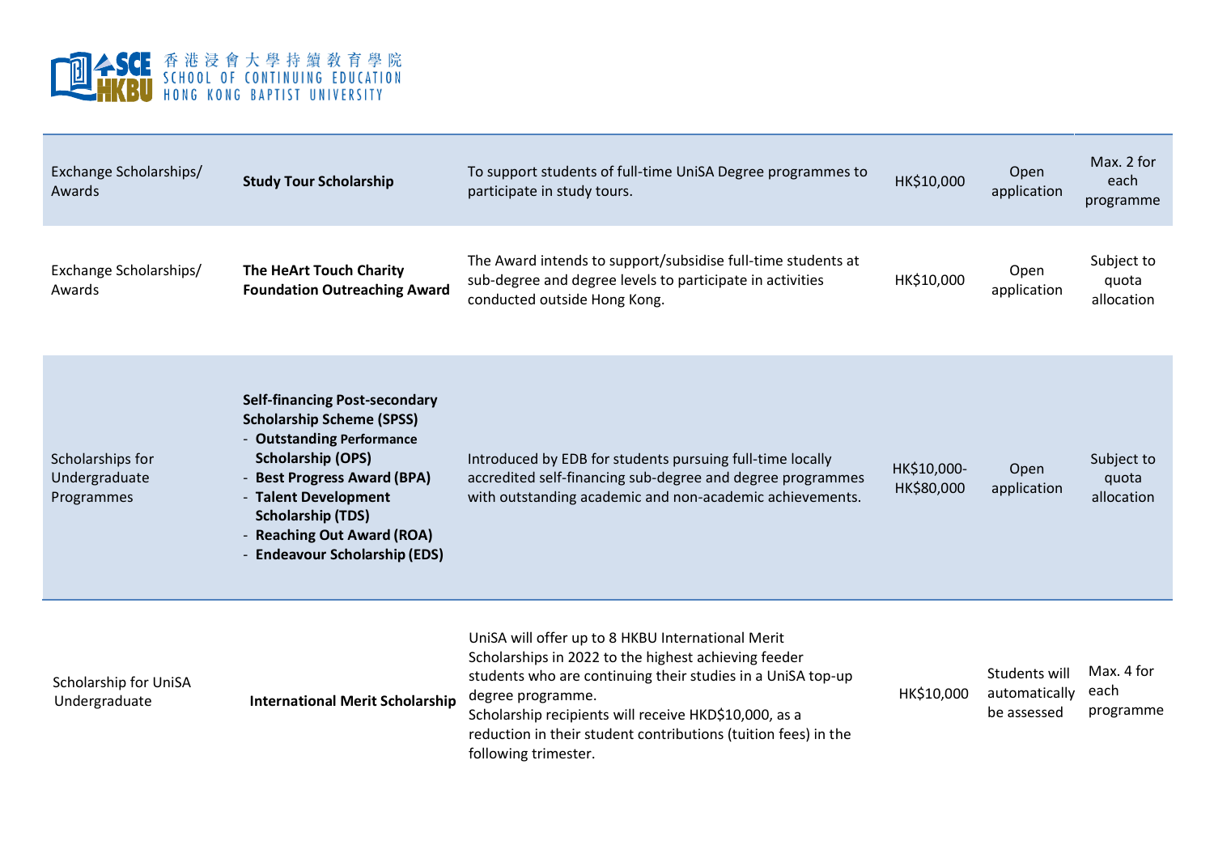| | | | | | |
|---|---|---|---|---|---|
| Exchange Scholarships/ Awards | **Study Tour Scholarship** | To support students of full-time UniSA Degree programmes to participate in study tours. | HK$10,000 | Open application | Max. 2 for each programme |
| Exchange Scholarships/ Awards | **The HeArt Touch Charity Foundation Outreaching Award** | The Award intends to support/subsidise full-time students at sub-degree and degree levels to participate in activities conducted outside Hong Kong. | HK$10,000 | Open application | Subject to quota allocation |
| Scholarships for Undergraduate Programmes | **Self-financing Post-secondary Scholarship Scheme (SPSS)**<br>- **Outstanding Performance Scholarship (OPS)**<br>- **Best Progress Award (BPA)**<br>- **Talent Development Scholarship (TDS)**<br>- **Reaching Out Award (ROA)**<br>- **Endeavour Scholarship (EDS)** | Introduced by EDB for students pursuing full-time locally accredited self-financing sub-degree and degree programmes with outstanding academic and non-academic achievements. | HK$10,000-HK$80,000 | Open application | Subject to quota allocation |
| Scholarship for UniSA Undergraduate | **International Merit Scholarship** | UniSA will offer up to 8 HKBU International Merit Scholarships in 2022 to the highest achieving feeder students who are continuing their studies in a UniSA top-up degree programme.<br>Scholarship recipients will receive HKD$10,000, as a reduction in their student contributions (tuition fees) in the following trimester. | HK$10,000 | Students will automatically be assessed | Max. 4 for each programme |